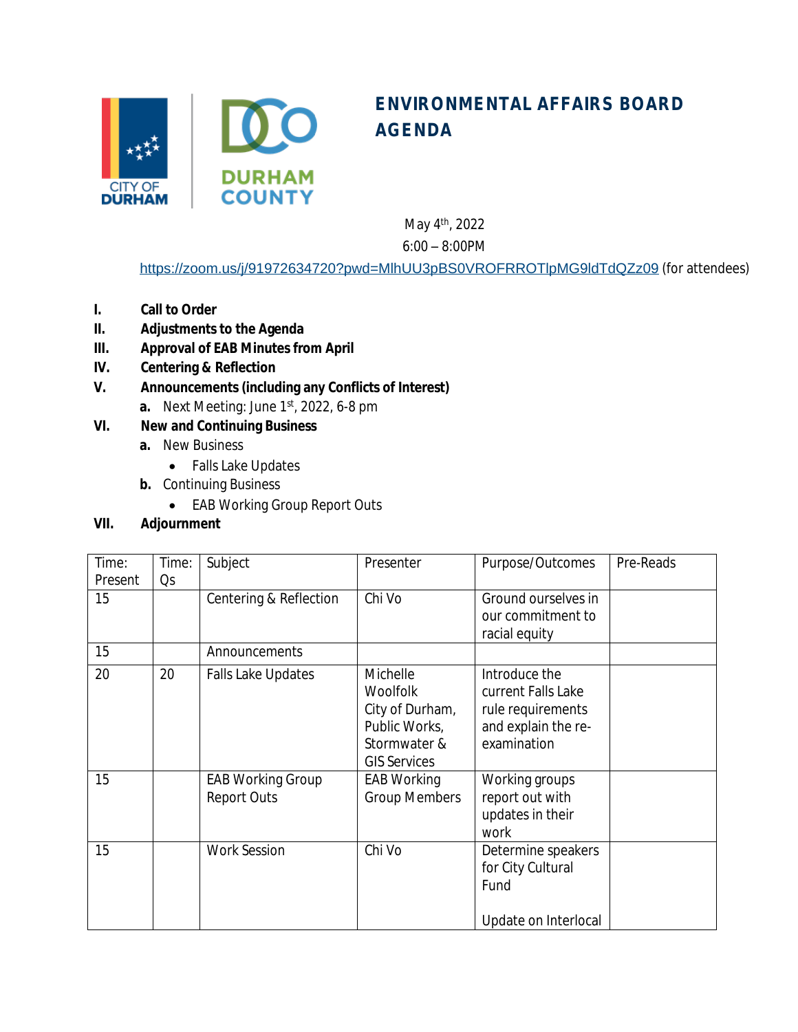# ENVIRONMENTAL AFFAIRS BOARD AGENDA

May 4th, 2022

6:00 – 8:00PM

https://zoom.us/j/91972634720?pwd=MlhUU3pBS0VROFRROTlpMG9ldTdQZz09 (for attendees)

- **I. Call to Order**
- **II. Adjustments to the Agenda**
- **III. Approval of EAB Minutes from April**
- **IV. Centering & Reflection**
- **V. Announcements (including any Conflicts of Interest)**
  - **a.** Next Meeting: June 1st, 2022, 6-8 pm
- **VI. New and Continuing Business**
  - **a.** New Business
    - Falls Lake Updates
  - **b.** Continuing Business
    - EAB Working Group Report Outs
- **VII. Adjournment**

| Time: Present | Time: Qs | Subject | Presenter | Purpose/Outcomes | Pre-Reads |
|---|---|---|---|---|---|
| 15 | | Centering & Reflection | Chi Vo | Ground ourselves in our commitment to racial equity | |
| 15 | | Announcements | | | |
| 20 | 20 | Falls Lake Updates | Michelle Woolfolk City of Durham, Public Works, Stormwater & GIS Services | Introduce the current Falls Lake rule requirements and explain the re-examination | |
| 15 | | EAB Working Group Report Outs | EAB Working Group Members | Working groups report out with updates in their work | |
| 15 | | Work Session | Chi Vo | Determine speakers for City Cultural Fund<br><br>Update on Interlocal | |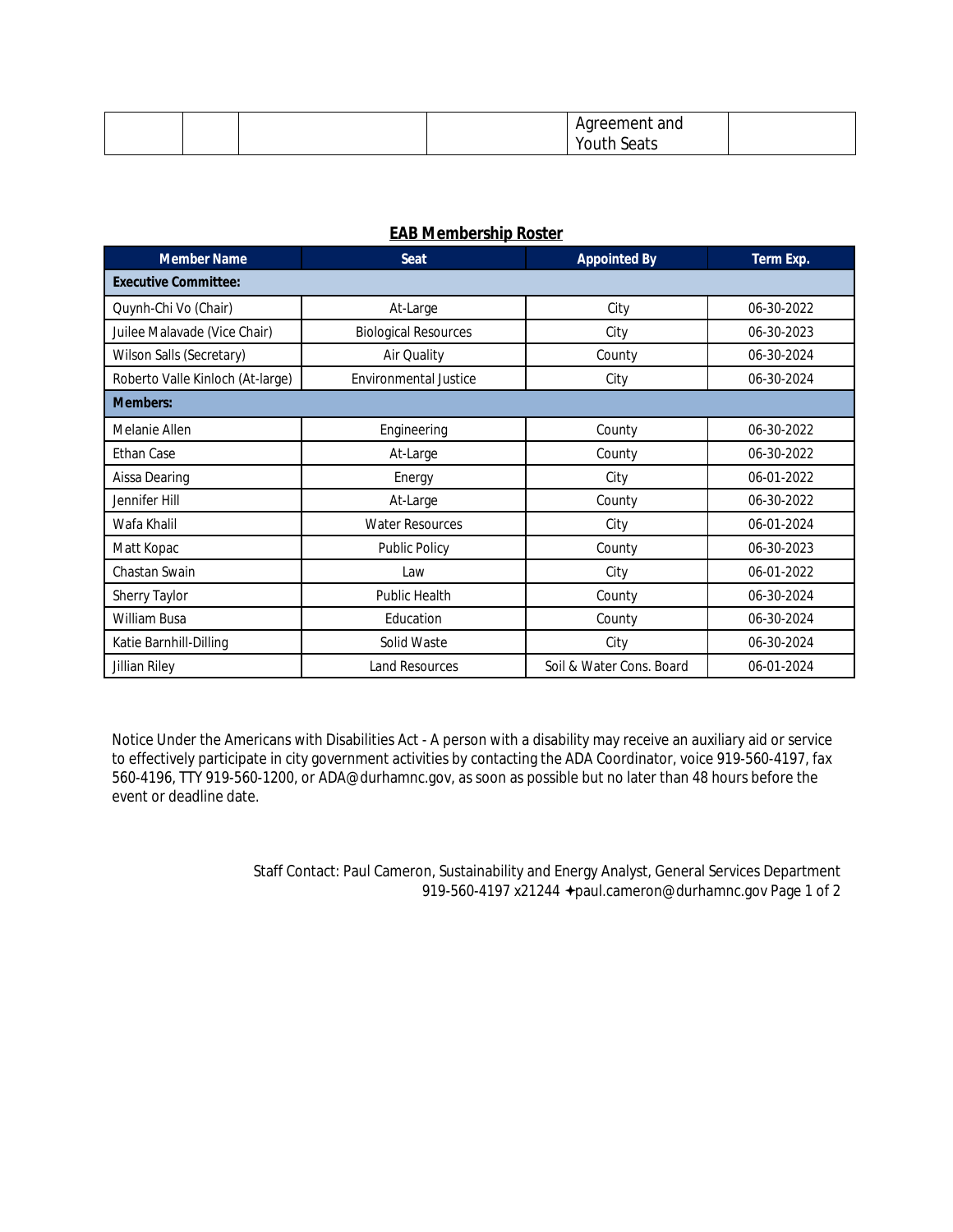| | | | | | |
|---|---|---|---|---|---|
| | | | | Agreement and Youth Seats | |

**EAB Membership Roster**

| Member Name | Seat | Appointed By | Term Exp. |
|---|---|---|---|
| **Executive Committee:** | | | |
| Quynh-Chi Vo (Chair) | At-Large | City | 06-30-2022 |
| Juilee Malavade (Vice Chair) | Biological Resources | City | 06-30-2023 |
| Wilson Salls (Secretary) | Air Quality | County | 06-30-2024 |
| Roberto Valle Kinloch (At-large) | Environmental Justice | City | 06-30-2024 |
| **Members:** | | | |
| Melanie Allen | Engineering | County | 06-30-2022 |
| Ethan Case | At-Large | County | 06-30-2022 |
| Aissa Dearing | Energy | City | 06-01-2022 |
| Jennifer Hill | At-Large | County | 06-30-2022 |
| Wafa Khalil | Water Resources | City | 06-01-2024 |
| Matt Kopac | Public Policy | County | 06-30-2023 |
| Chastan Swain | Law | City | 06-01-2022 |
| Sherry Taylor | Public Health | County | 06-30-2024 |
| William Busa | Education | County | 06-30-2024 |
| Katie Barnhill-Dilling | Solid Waste | City | 06-30-2024 |
| Jillian Riley | Land Resources | Soil & Water Cons. Board | 06-01-2024 |

Notice Under the Americans with Disabilities Act - A person with a disability may receive an auxiliary aid or service to effectively participate in city government activities by contacting the ADA Coordinator, voice 919-560-4197, fax 560-4196, TTY 919-560-1200, or ADA@durhamnc.gov, as soon as possible but no later than 48 hours before the event or deadline date.

Staff Contact: Paul Cameron, Sustainability and Energy Analyst, General Services Department
919-560-4197 x21244 ✦paul.cameron@durhamnc.gov